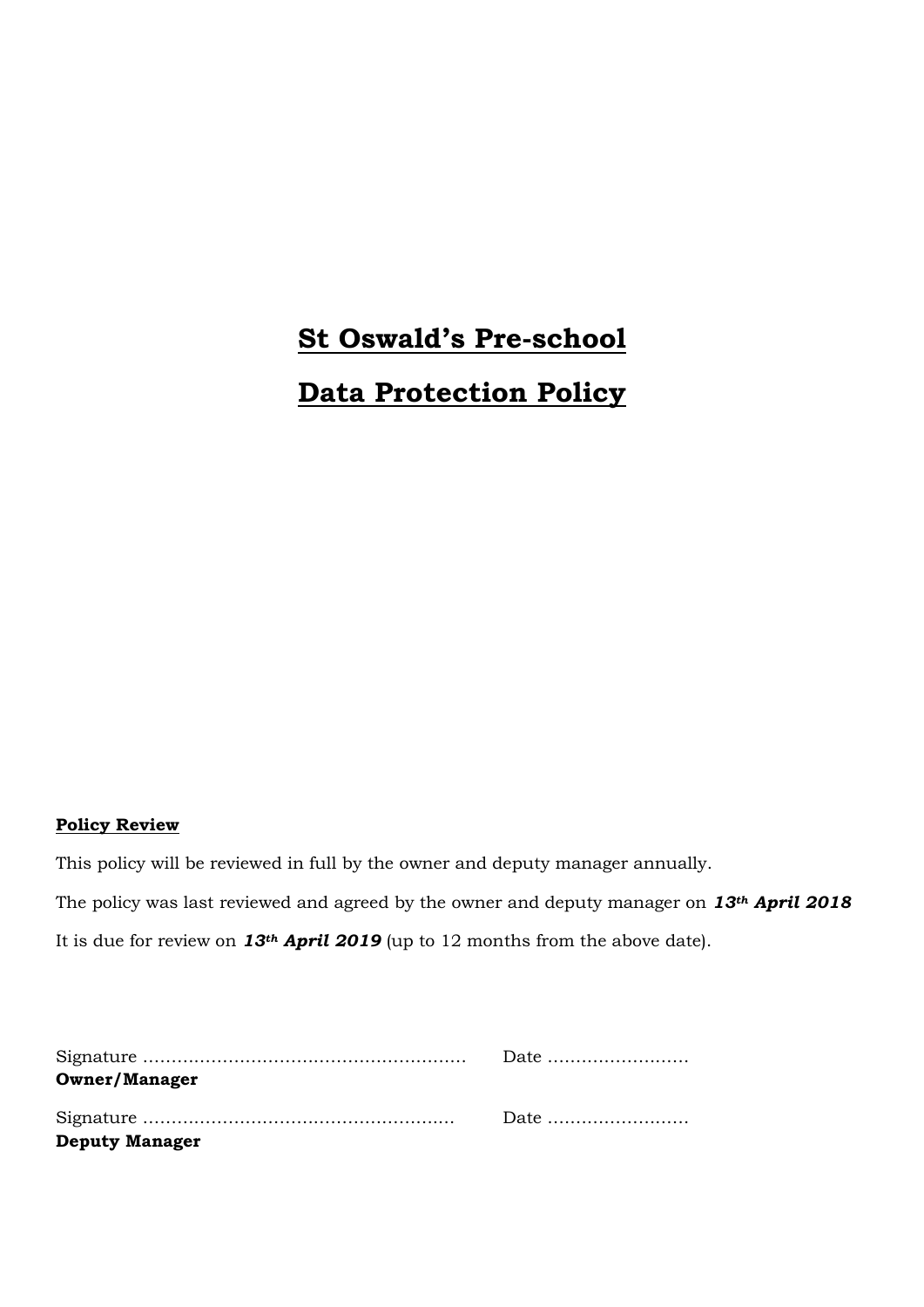# St Oswald's Pre-school

# Data Protection Policy

**Policy Review**

This policy will be reviewed in full by the owner and deputy manager annually.

The policy was last reviewed and agreed by the owner and deputy manager on ***13th April 2018***

It is due for review on ***13th April 2019*** (up to 12 months from the above date).

Signature ……………………………………………….. Date …………………….
**Owner/Manager**

Signature ……………………………………………… Date …………………….
**Deputy Manager**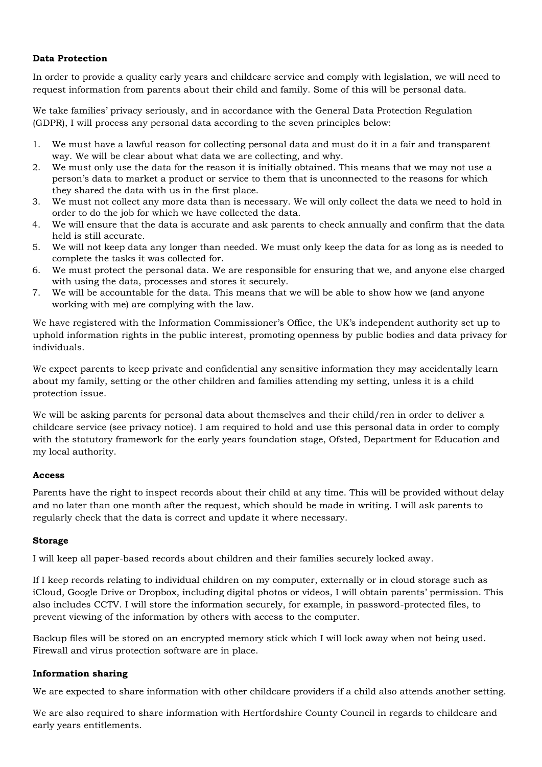**Data Protection**

In order to provide a quality early years and childcare service and comply with legislation, we will need to request information from parents about their child and family. Some of this will be personal data.

We take families' privacy seriously, and in accordance with the General Data Protection Regulation (GDPR), I will process any personal data according to the seven principles below:

1. We must have a lawful reason for collecting personal data and must do it in a fair and transparent way. We will be clear about what data we are collecting, and why.
2. We must only use the data for the reason it is initially obtained. This means that we may not use a person's data to market a product or service to them that is unconnected to the reasons for which they shared the data with us in the first place.
3. We must not collect any more data than is necessary. We will only collect the data we need to hold in order to do the job for which we have collected the data.
4. We will ensure that the data is accurate and ask parents to check annually and confirm that the data held is still accurate.
5. We will not keep data any longer than needed. We must only keep the data for as long as is needed to complete the tasks it was collected for.
6. We must protect the personal data. We are responsible for ensuring that we, and anyone else charged with using the data, processes and stores it securely.
7. We will be accountable for the data. This means that we will be able to show how we (and anyone working with me) are complying with the law.

We have registered with the Information Commissioner's Office, the UK's independent authority set up to uphold information rights in the public interest, promoting openness by public bodies and data privacy for individuals.

We expect parents to keep private and confidential any sensitive information they may accidentally learn about my family, setting or the other children and families attending my setting, unless it is a child protection issue.

We will be asking parents for personal data about themselves and their child/ren in order to deliver a childcare service (see privacy notice). I am required to hold and use this personal data in order to comply with the statutory framework for the early years foundation stage, Ofsted, Department for Education and my local authority.

**Access**

Parents have the right to inspect records about their child at any time. This will be provided without delay and no later than one month after the request, which should be made in writing. I will ask parents to regularly check that the data is correct and update it where necessary.

**Storage**

I will keep all paper-based records about children and their families securely locked away.

If I keep records relating to individual children on my computer, externally or in cloud storage such as iCloud, Google Drive or Dropbox, including digital photos or videos, I will obtain parents' permission. This also includes CCTV. I will store the information securely, for example, in password-protected files, to prevent viewing of the information by others with access to the computer.

Backup files will be stored on an encrypted memory stick which I will lock away when not being used. Firewall and virus protection software are in place.

**Information sharing**

We are expected to share information with other childcare providers if a child also attends another setting.

We are also required to share information with Hertfordshire County Council in regards to childcare and early years entitlements.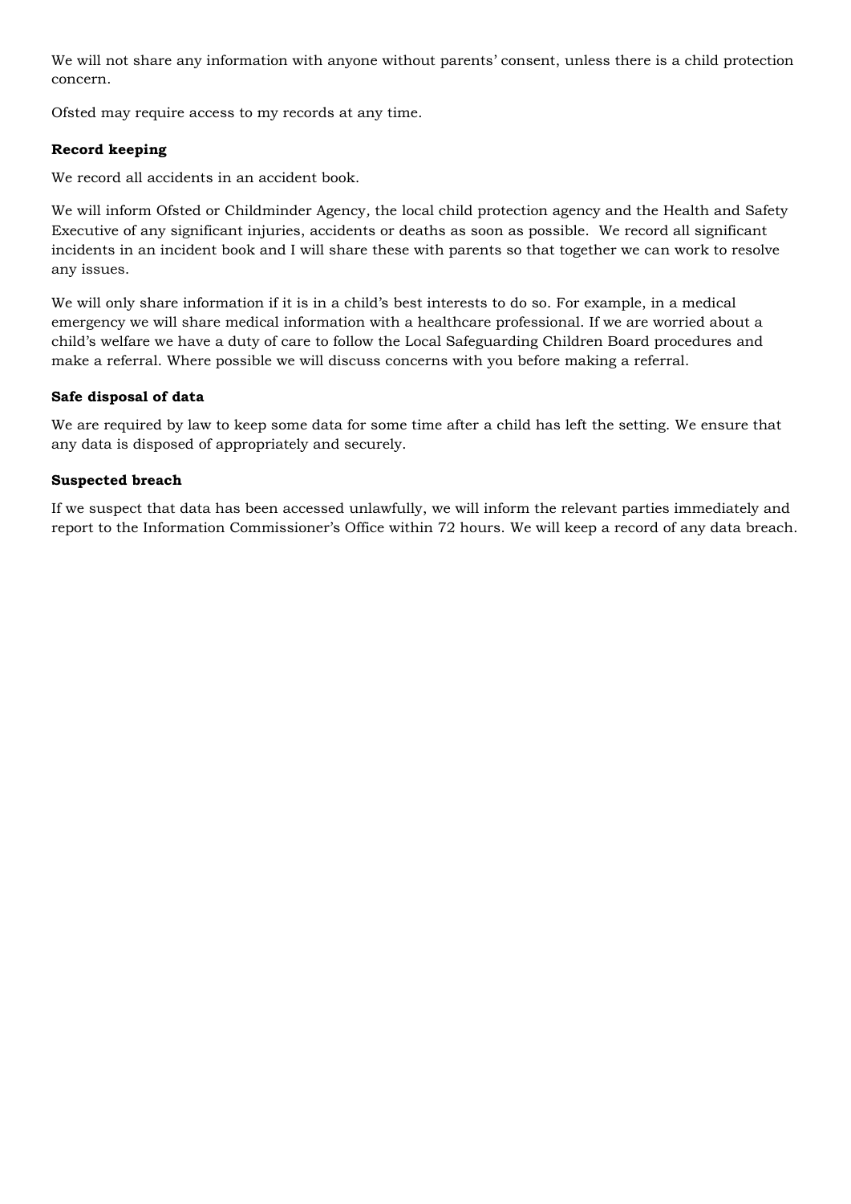We will not share any information with anyone without parents' consent, unless there is a child protection concern.

Ofsted may require access to my records at any time.

**Record keeping**

We record all accidents in an accident book.

We will inform Ofsted or Childminder Agency, the local child protection agency and the Health and Safety Executive of any significant injuries, accidents or deaths as soon as possible. We record all significant incidents in an incident book and I will share these with parents so that together we can work to resolve any issues.

We will only share information if it is in a child's best interests to do so. For example, in a medical emergency we will share medical information with a healthcare professional. If we are worried about a child's welfare we have a duty of care to follow the Local Safeguarding Children Board procedures and make a referral. Where possible we will discuss concerns with you before making a referral.

**Safe disposal of data**

We are required by law to keep some data for some time after a child has left the setting. We ensure that any data is disposed of appropriately and securely.

**Suspected breach**

If we suspect that data has been accessed unlawfully, we will inform the relevant parties immediately and report to the Information Commissioner's Office within 72 hours. We will keep a record of any data breach.